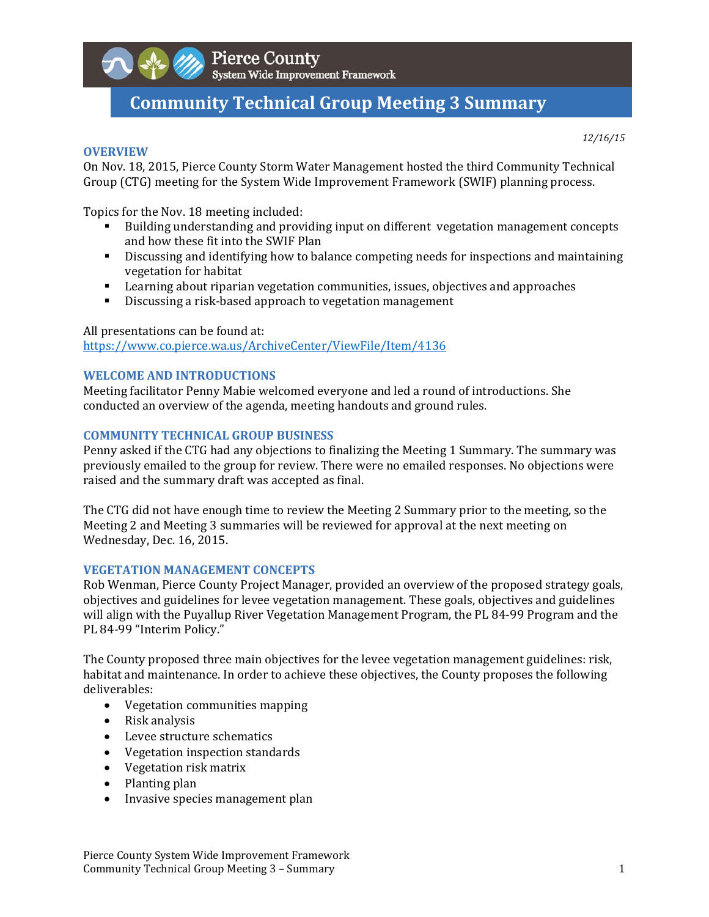Pierce County
System Wide Improvement Framework

# Community Technical Group Meeting 3 Summary

*12/16/15*

## OVERVIEW

On Nov. 18, 2015, Pierce County Storm Water Management hosted the third Community Technical Group (CTG) meeting for the System Wide Improvement Framework (SWIF) planning process.

Topics for the Nov. 18 meeting included:

- Building understanding and providing input on different vegetation management concepts and how these fit into the SWIF Plan
- Discussing and identifying how to balance competing needs for inspections and maintaining vegetation for habitat
- Learning about riparian vegetation communities, issues, objectives and approaches
- Discussing a risk-based approach to vegetation management

All presentations can be found at:
https://www.co.pierce.wa.us/ArchiveCenter/ViewFile/Item/4136

## WELCOME AND INTRODUCTIONS

Meeting facilitator Penny Mabie welcomed everyone and led a round of introductions. She conducted an overview of the agenda, meeting handouts and ground rules.

## COMMUNITY TECHNICAL GROUP BUSINESS

Penny asked if the CTG had any objections to finalizing the Meeting 1 Summary. The summary was previously emailed to the group for review. There were no emailed responses. No objections were raised and the summary draft was accepted as final.

The CTG did not have enough time to review the Meeting 2 Summary prior to the meeting, so the Meeting 2 and Meeting 3 summaries will be reviewed for approval at the next meeting on Wednesday, Dec. 16, 2015.

## VEGETATION MANAGEMENT CONCEPTS

Rob Wenman, Pierce County Project Manager, provided an overview of the proposed strategy goals, objectives and guidelines for levee vegetation management. These goals, objectives and guidelines will align with the Puyallup River Vegetation Management Program, the PL 84-99 Program and the PL 84-99 "Interim Policy."

The County proposed three main objectives for the levee vegetation management guidelines: risk, habitat and maintenance. In order to achieve these objectives, the County proposes the following deliverables:

- Vegetation communities mapping
- Risk analysis
- Levee structure schematics
- Vegetation inspection standards
- Vegetation risk matrix
- Planting plan
- Invasive species management plan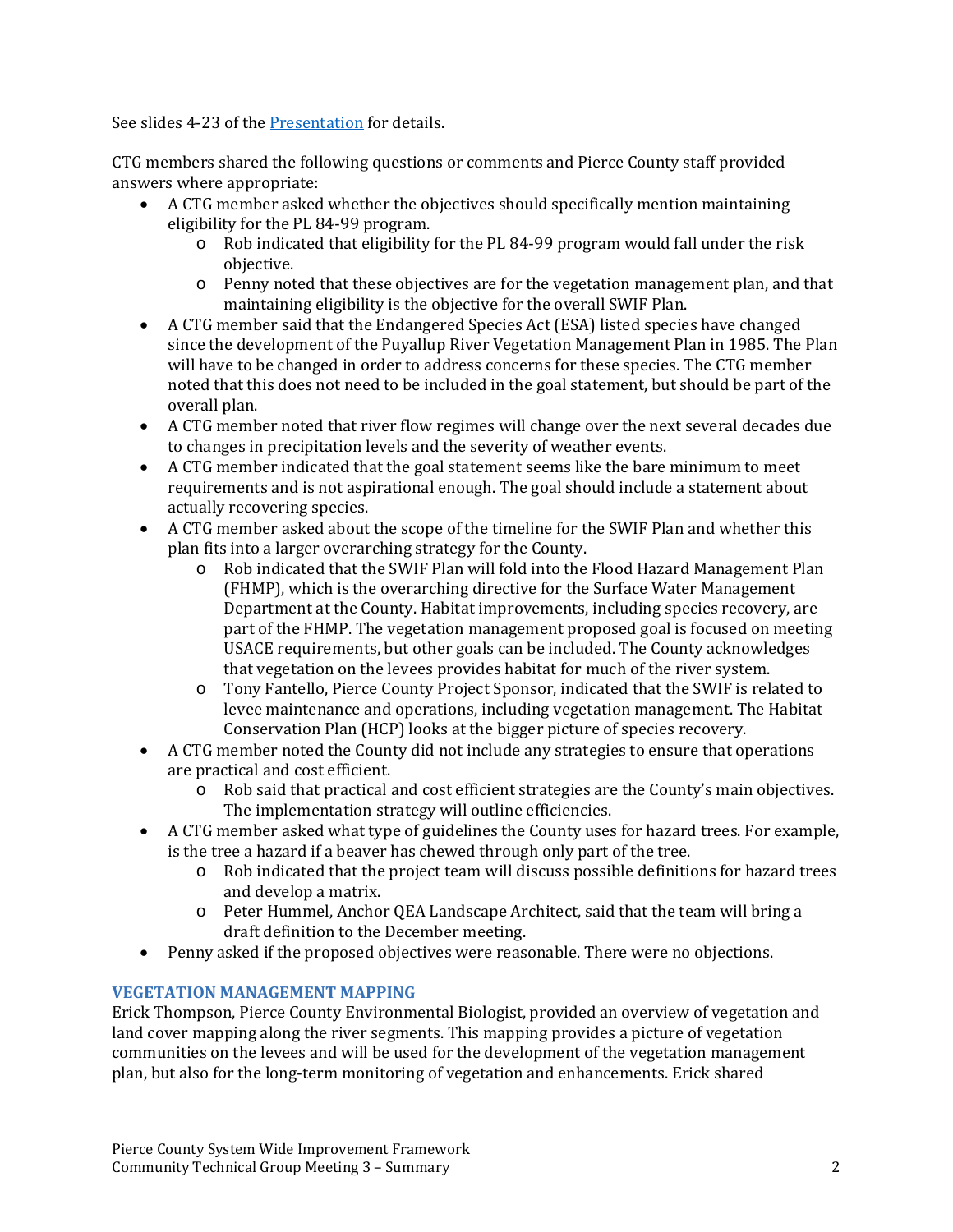See slides 4-23 of the Presentation for details.

CTG members shared the following questions or comments and Pierce County staff provided answers where appropriate:

- A CTG member asked whether the objectives should specifically mention maintaining eligibility for the PL 84-99 program.
  - Rob indicated that eligibility for the PL 84-99 program would fall under the risk objective.
  - Penny noted that these objectives are for the vegetation management plan, and that maintaining eligibility is the objective for the overall SWIF Plan.
- A CTG member said that the Endangered Species Act (ESA) listed species have changed since the development of the Puyallup River Vegetation Management Plan in 1985. The Plan will have to be changed in order to address concerns for these species. The CTG member noted that this does not need to be included in the goal statement, but should be part of the overall plan.
- A CTG member noted that river flow regimes will change over the next several decades due to changes in precipitation levels and the severity of weather events.
- A CTG member indicated that the goal statement seems like the bare minimum to meet requirements and is not aspirational enough. The goal should include a statement about actually recovering species.
- A CTG member asked about the scope of the timeline for the SWIF Plan and whether this plan fits into a larger overarching strategy for the County.
  - Rob indicated that the SWIF Plan will fold into the Flood Hazard Management Plan (FHMP), which is the overarching directive for the Surface Water Management Department at the County. Habitat improvements, including species recovery, are part of the FHMP. The vegetation management proposed goal is focused on meeting USACE requirements, but other goals can be included. The County acknowledges that vegetation on the levees provides habitat for much of the river system.
  - Tony Fantello, Pierce County Project Sponsor, indicated that the SWIF is related to levee maintenance and operations, including vegetation management. The Habitat Conservation Plan (HCP) looks at the bigger picture of species recovery.
- A CTG member noted the County did not include any strategies to ensure that operations are practical and cost efficient.
  - Rob said that practical and cost efficient strategies are the County's main objectives. The implementation strategy will outline efficiencies.
- A CTG member asked what type of guidelines the County uses for hazard trees. For example, is the tree a hazard if a beaver has chewed through only part of the tree.
  - Rob indicated that the project team will discuss possible definitions for hazard trees and develop a matrix.
  - Peter Hummel, Anchor QEA Landscape Architect, said that the team will bring a draft definition to the December meeting.
- Penny asked if the proposed objectives were reasonable. There were no objections.

### VEGETATION MANAGEMENT MAPPING

Erick Thompson, Pierce County Environmental Biologist, provided an overview of vegetation and land cover mapping along the river segments. This mapping provides a picture of vegetation communities on the levees and will be used for the development of the vegetation management plan, but also for the long-term monitoring of vegetation and enhancements. Erick shared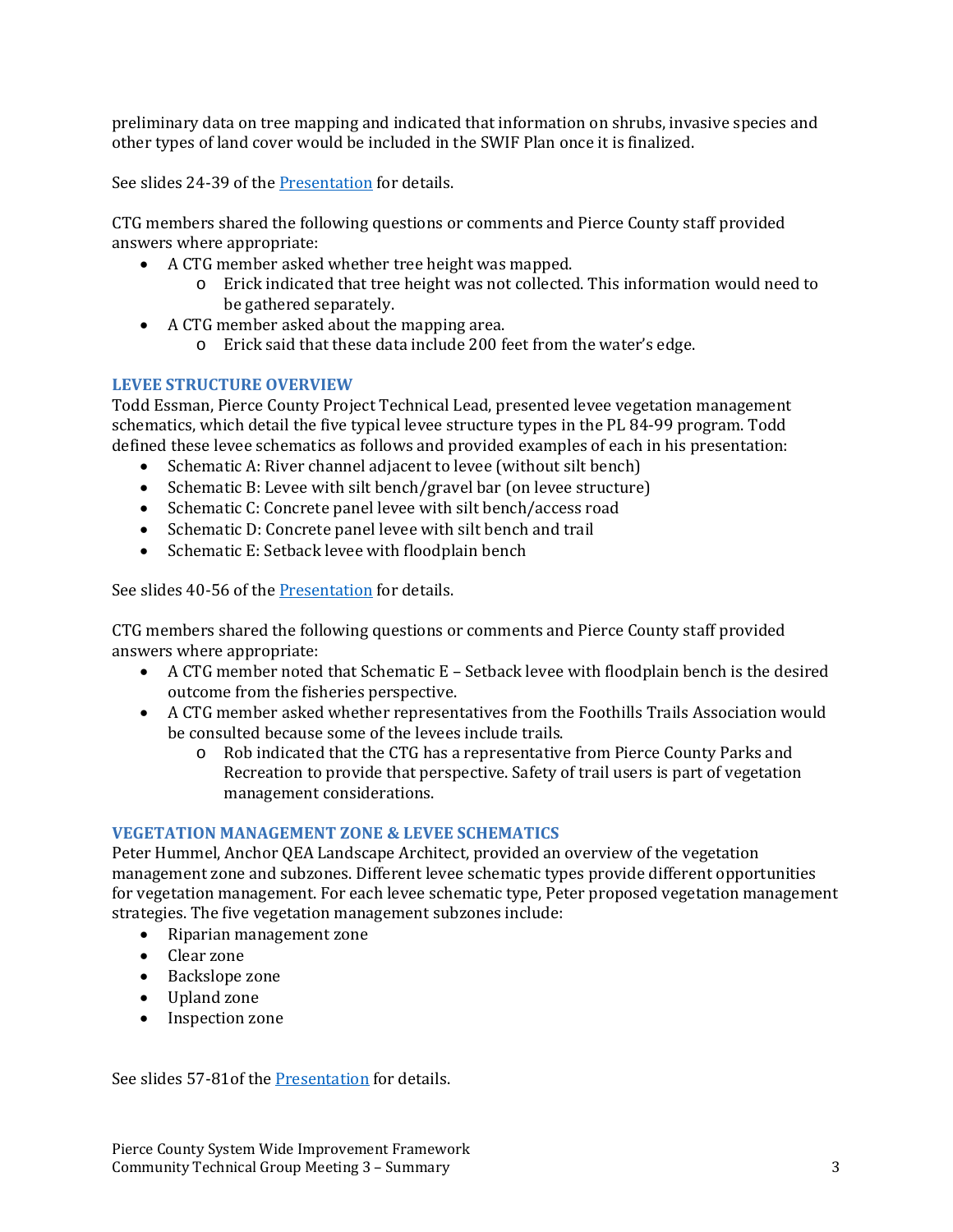preliminary data on tree mapping and indicated that information on shrubs, invasive species and other types of land cover would be included in the SWIF Plan once it is finalized.

See slides 24-39 of the Presentation for details.

CTG members shared the following questions or comments and Pierce County staff provided answers where appropriate:

- A CTG member asked whether tree height was mapped.
  - Erick indicated that tree height was not collected. This information would need to be gathered separately.
- A CTG member asked about the mapping area.
  - Erick said that these data include 200 feet from the water's edge.

### LEVEE STRUCTURE OVERVIEW

Todd Essman, Pierce County Project Technical Lead, presented levee vegetation management schematics, which detail the five typical levee structure types in the PL 84-99 program. Todd defined these levee schematics as follows and provided examples of each in his presentation:

- Schematic A: River channel adjacent to levee (without silt bench)
- Schematic B: Levee with silt bench/gravel bar (on levee structure)
- Schematic C: Concrete panel levee with silt bench/access road
- Schematic D: Concrete panel levee with silt bench and trail
- Schematic E: Setback levee with floodplain bench

See slides 40-56 of the Presentation for details.

CTG members shared the following questions or comments and Pierce County staff provided answers where appropriate:

- A CTG member noted that Schematic E – Setback levee with floodplain bench is the desired outcome from the fisheries perspective.
- A CTG member asked whether representatives from the Foothills Trails Association would be consulted because some of the levees include trails.
  - Rob indicated that the CTG has a representative from Pierce County Parks and Recreation to provide that perspective. Safety of trail users is part of vegetation management considerations.

### VEGETATION MANAGEMENT ZONE & LEVEE SCHEMATICS

Peter Hummel, Anchor QEA Landscape Architect, provided an overview of the vegetation management zone and subzones. Different levee schematic types provide different opportunities for vegetation management. For each levee schematic type, Peter proposed vegetation management strategies. The five vegetation management subzones include:

- Riparian management zone
- Clear zone
- Backslope zone
- Upland zone
- Inspection zone

See slides 57-81of the Presentation for details.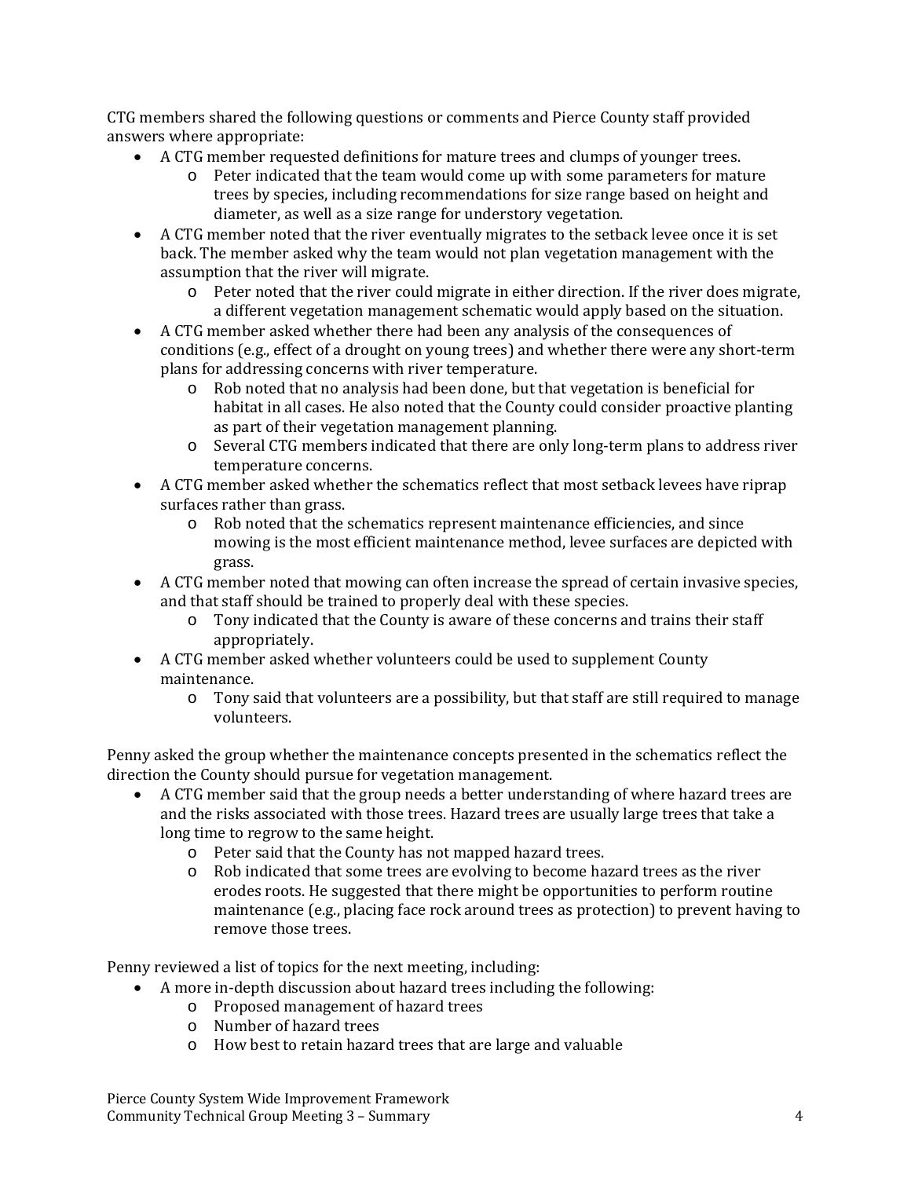CTG members shared the following questions or comments and Pierce County staff provided answers where appropriate:

- A CTG member requested definitions for mature trees and clumps of younger trees.
  - Peter indicated that the team would come up with some parameters for mature trees by species, including recommendations for size range based on height and diameter, as well as a size range for understory vegetation.
- A CTG member noted that the river eventually migrates to the setback levee once it is set back. The member asked why the team would not plan vegetation management with the assumption that the river will migrate.
  - Peter noted that the river could migrate in either direction. If the river does migrate, a different vegetation management schematic would apply based on the situation.
- A CTG member asked whether there had been any analysis of the consequences of conditions (e.g., effect of a drought on young trees) and whether there were any short-term plans for addressing concerns with river temperature.
  - Rob noted that no analysis had been done, but that vegetation is beneficial for habitat in all cases. He also noted that the County could consider proactive planting as part of their vegetation management planning.
  - Several CTG members indicated that there are only long-term plans to address river temperature concerns.
- A CTG member asked whether the schematics reflect that most setback levees have riprap surfaces rather than grass.
  - Rob noted that the schematics represent maintenance efficiencies, and since mowing is the most efficient maintenance method, levee surfaces are depicted with grass.
- A CTG member noted that mowing can often increase the spread of certain invasive species, and that staff should be trained to properly deal with these species.
  - Tony indicated that the County is aware of these concerns and trains their staff appropriately.
- A CTG member asked whether volunteers could be used to supplement County maintenance.
  - Tony said that volunteers are a possibility, but that staff are still required to manage volunteers.

Penny asked the group whether the maintenance concepts presented in the schematics reflect the direction the County should pursue for vegetation management.

- A CTG member said that the group needs a better understanding of where hazard trees are and the risks associated with those trees. Hazard trees are usually large trees that take a long time to regrow to the same height.
  - Peter said that the County has not mapped hazard trees.
  - Rob indicated that some trees are evolving to become hazard trees as the river erodes roots. He suggested that there might be opportunities to perform routine maintenance (e.g., placing face rock around trees as protection) to prevent having to remove those trees.

Penny reviewed a list of topics for the next meeting, including:

- A more in-depth discussion about hazard trees including the following:
  - Proposed management of hazard trees
  - Number of hazard trees
  - How best to retain hazard trees that are large and valuable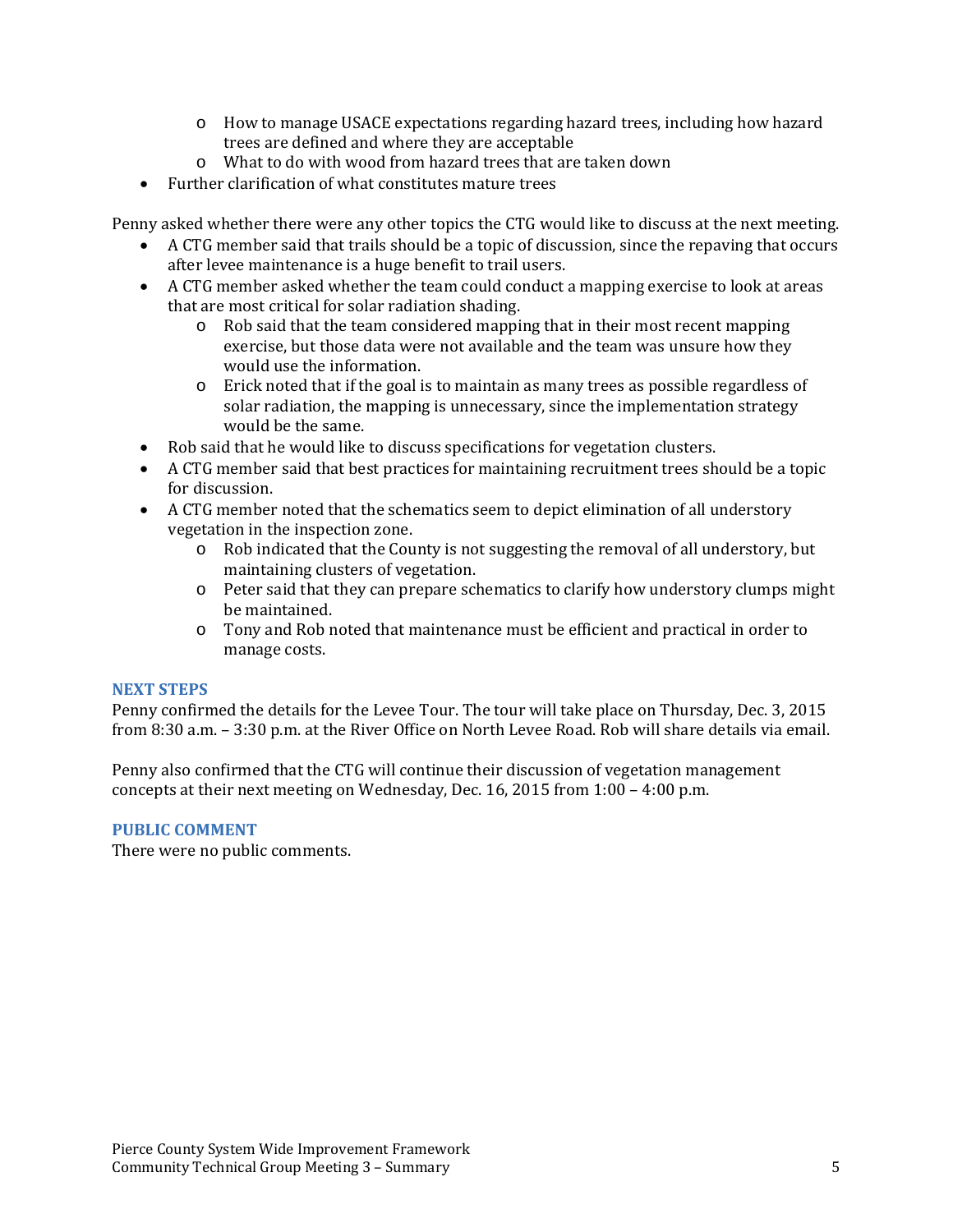- How to manage USACE expectations regarding hazard trees, including how hazard trees are defined and where they are acceptable
    - What to do with wood from hazard trees that are taken down
- Further clarification of what constitutes mature trees

Penny asked whether there were any other topics the CTG would like to discuss at the next meeting.

- A CTG member said that trails should be a topic of discussion, since the repaving that occurs after levee maintenance is a huge benefit to trail users.
- A CTG member asked whether the team could conduct a mapping exercise to look at areas that are most critical for solar radiation shading.
    - Rob said that the team considered mapping that in their most recent mapping exercise, but those data were not available and the team was unsure how they would use the information.
    - Erick noted that if the goal is to maintain as many trees as possible regardless of solar radiation, the mapping is unnecessary, since the implementation strategy would be the same.
- Rob said that he would like to discuss specifications for vegetation clusters.
- A CTG member said that best practices for maintaining recruitment trees should be a topic for discussion.
- A CTG member noted that the schematics seem to depict elimination of all understory vegetation in the inspection zone.
    - Rob indicated that the County is not suggesting the removal of all understory, but maintaining clusters of vegetation.
    - Peter said that they can prepare schematics to clarify how understory clumps might be maintained.
    - Tony and Rob noted that maintenance must be efficient and practical in order to manage costs.

## NEXT STEPS

Penny confirmed the details for the Levee Tour. The tour will take place on Thursday, Dec. 3, 2015 from 8:30 a.m. – 3:30 p.m. at the River Office on North Levee Road. Rob will share details via email.

Penny also confirmed that the CTG will continue their discussion of vegetation management concepts at their next meeting on Wednesday, Dec. 16, 2015 from 1:00 – 4:00 p.m.

## PUBLIC COMMENT

There were no public comments.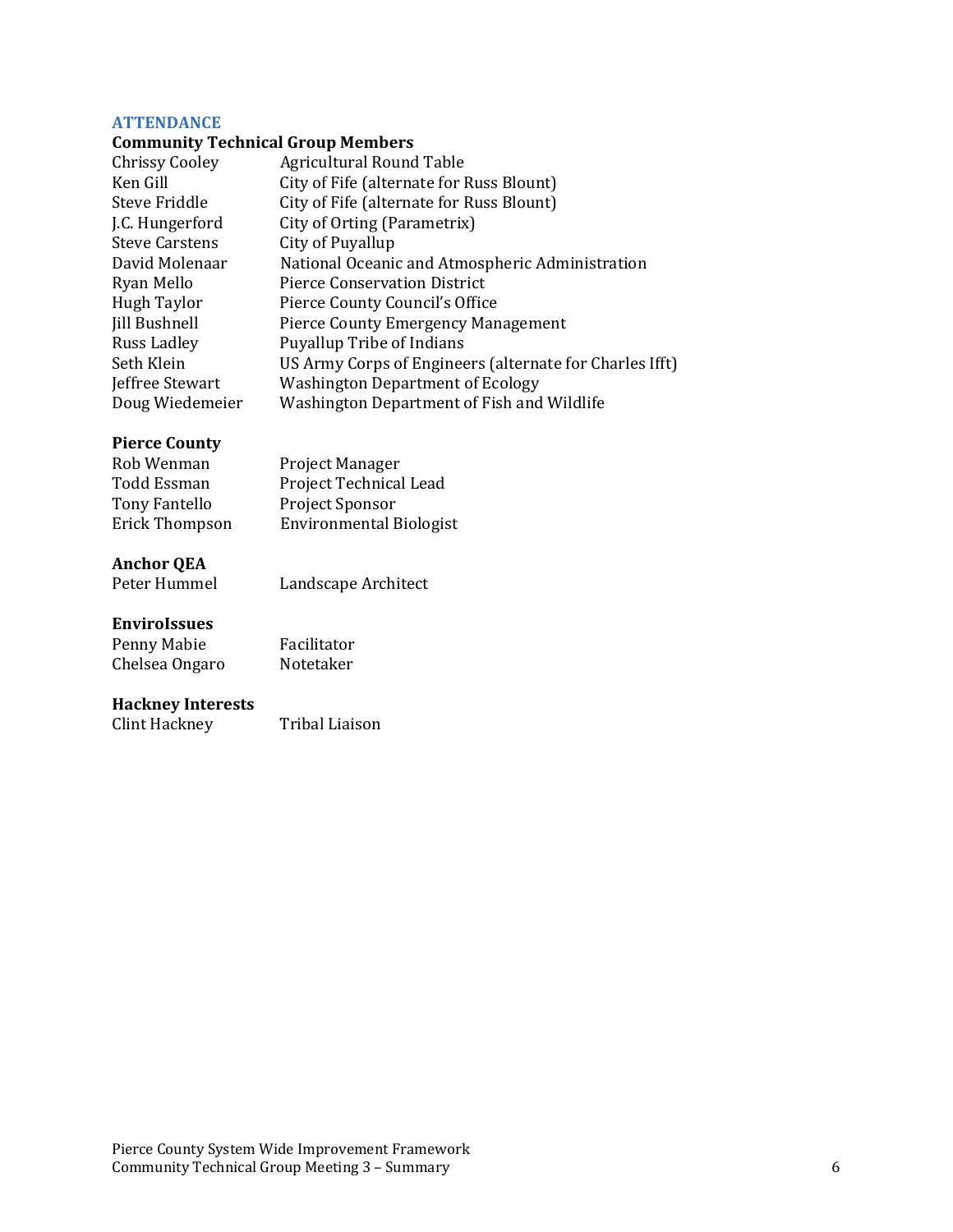## ATTENDANCE

### Community Technical Group Members

| | |
|---|---|
| Chrissy Cooley | Agricultural Round Table |
| Ken Gill | City of Fife (alternate for Russ Blount) |
| Steve Friddle | City of Fife (alternate for Russ Blount) |
| J.C. Hungerford | City of Orting (Parametrix) |
| Steve Carstens | City of Puyallup |
| David Molenaar | National Oceanic and Atmospheric Administration |
| Ryan Mello | Pierce Conservation District |
| Hugh Taylor | Pierce County Council's Office |
| Jill Bushnell | Pierce County Emergency Management |
| Russ Ladley | Puyallup Tribe of Indians |
| Seth Klein | US Army Corps of Engineers (alternate for Charles Ifft) |
| Jeffree Stewart | Washington Department of Ecology |
| Doug Wiedemeier | Washington Department of Fish and Wildlife |

### Pierce County

| | |
|---|---|
| Rob Wenman | Project Manager |
| Todd Essman | Project Technical Lead |
| Tony Fantello | Project Sponsor |
| Erick Thompson | Environmental Biologist |

### Anchor QEA

| | |
|---|---|
| Peter Hummel | Landscape Architect |

### EnviroIssues

| | |
|---|---|
| Penny Mabie | Facilitator |
| Chelsea Ongaro | Notetaker |

### Hackney Interests

| | |
|---|---|
| Clint Hackney | Tribal Liaison |